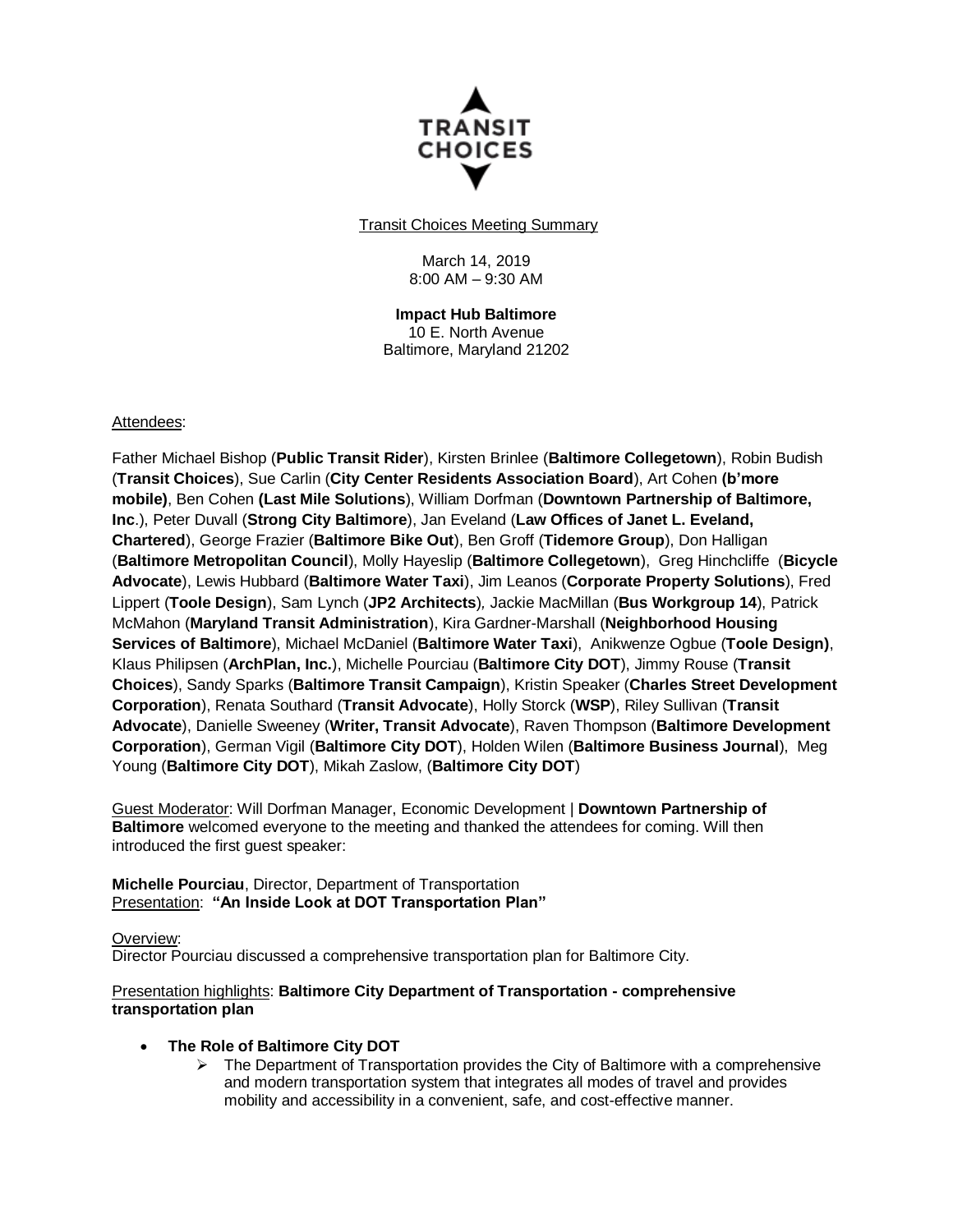TRANSIT CHOICES

Transit Choices Meeting Summary

March 14, 2019
8:00 AM – 9:30 AM

**Impact Hub Baltimore**
10 E. North Avenue
Baltimore, Maryland 21202

Attendees:

Father Michael Bishop (**Public Transit Rider**), Kirsten Brinlee (**Baltimore Collegetown**), Robin Budish (**Transit Choices**), Sue Carlin (**City Center Residents Association Board**), Art Cohen **(b'more mobile)**, Ben Cohen **(Last Mile Solutions**), William Dorfman (**Downtown Partnership of Baltimore, Inc**.), Peter Duvall (**Strong City Baltimore**), Jan Eveland (**Law Offices of Janet L. Eveland, Chartered**), George Frazier (**Baltimore Bike Out**), Ben Groff (**Tidemore Group**), Don Halligan (**Baltimore Metropolitan Council**), Molly Hayeslip (**Baltimore Collegetown**), Greg Hinchcliffe (**Bicycle Advocate**), Lewis Hubbard (**Baltimore Water Taxi**), Jim Leanos (**Corporate Property Solutions**), Fred Lippert (**Toole Design**), Sam Lynch (**JP2 Architects**), Jackie MacMillan (**Bus Workgroup 14**), Patrick McMahon (**Maryland Transit Administration**), Kira Gardner-Marshall (**Neighborhood Housing Services of Baltimore**), Michael McDaniel (**Baltimore Water Taxi**), Anikwenze Ogbue (**Toole Design)**, Klaus Philipsen (**ArchPlan, Inc.**), Michelle Pourciau (**Baltimore City DOT**), Jimmy Rouse (**Transit Choices**), Sandy Sparks (**Baltimore Transit Campaign**), Kristin Speaker (**Charles Street Development Corporation**), Renata Southard (**Transit Advocate**), Holly Storck (**WSP**), Riley Sullivan (**Transit Advocate**), Danielle Sweeney (**Writer, Transit Advocate**), Raven Thompson (**Baltimore Development Corporation**), German Vigil (**Baltimore City DOT**), Holden Wilen (**Baltimore Business Journal**), Meg Young (**Baltimore City DOT**), Mikah Zaslow, (**Baltimore City DOT**)

Guest Moderator: Will Dorfman Manager, Economic Development | **Downtown Partnership of Baltimore** welcomed everyone to the meeting and thanked the attendees for coming. Will then introduced the first guest speaker:

**Michelle Pourciau**, Director, Department of Transportation
Presentation: **"An Inside Look at DOT Transportation Plan"**

Overview:
Director Pourciau discussed a comprehensive transportation plan for Baltimore City.

Presentation highlights: **Baltimore City Department of Transportation - comprehensive transportation plan**

- **The Role of Baltimore City DOT**
  - The Department of Transportation provides the City of Baltimore with a comprehensive and modern transportation system that integrates all modes of travel and provides mobility and accessibility in a convenient, safe, and cost-effective manner.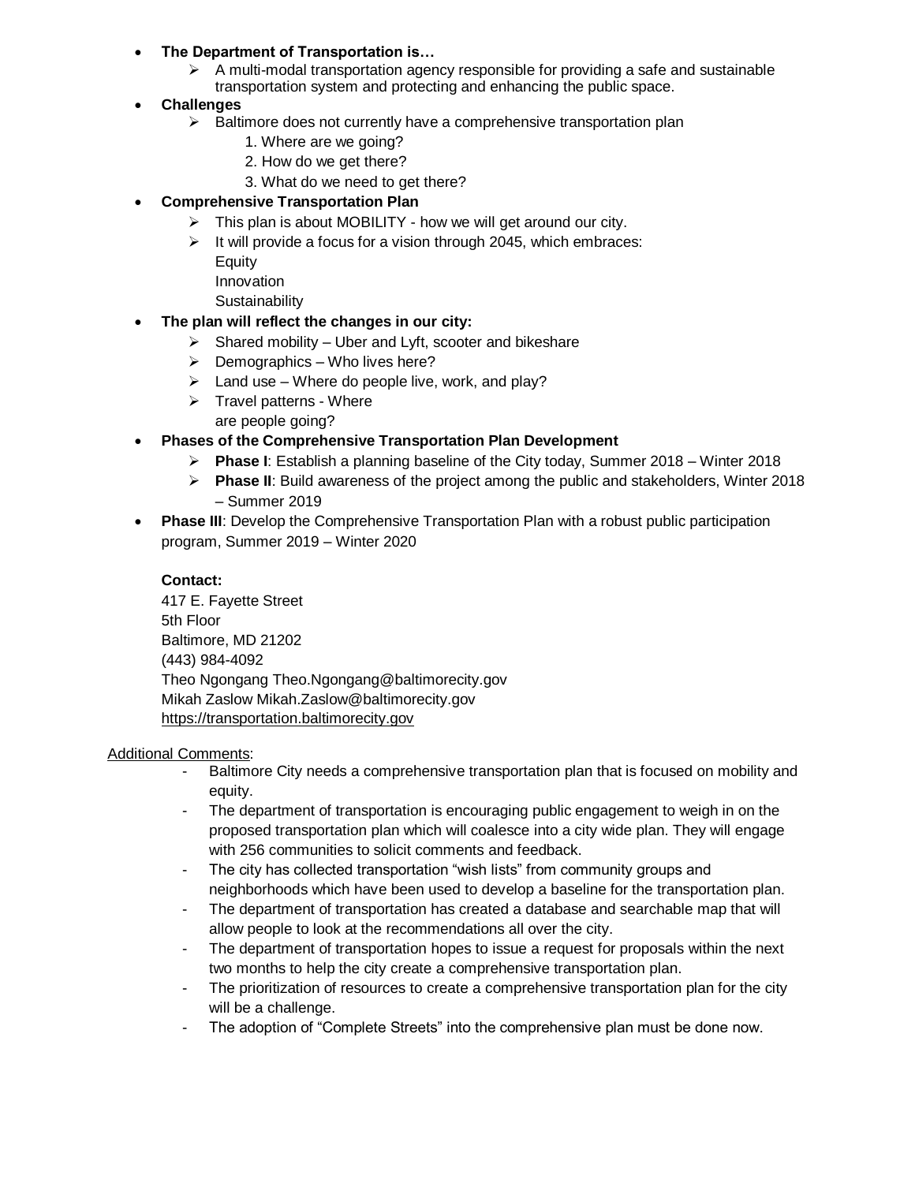- **The Department of Transportation is…**
  - A multi-modal transportation agency responsible for providing a safe and sustainable transportation system and protecting and enhancing the public space.
- **Challenges**
  - Baltimore does not currently have a comprehensive transportation plan
    1. Where are we going?
    2. How do we get there?
    3. What do we need to get there?
- **Comprehensive Transportation Plan**
  - This plan is about MOBILITY - how we will get around our city.
  - It will provide a focus for a vision through 2045, which embraces:
    Equity
    Innovation
    Sustainability
- **The plan will reflect the changes in our city:**
  - Shared mobility – Uber and Lyft, scooter and bikeshare
  - Demographics – Who lives here?
  - Land use – Where do people live, work, and play?
  - Travel patterns - Where are people going?
- **Phases of the Comprehensive Transportation Plan Development**
  - **Phase I**: Establish a planning baseline of the City today, Summer 2018 – Winter 2018
  - **Phase II**: Build awareness of the project among the public and stakeholders, Winter 2018 – Summer 2019
- **Phase III**: Develop the Comprehensive Transportation Plan with a robust public participation program, Summer 2019 – Winter 2020

**Contact:**
417 E. Fayette Street
5th Floor
Baltimore, MD 21202
(443) 984-4092
Theo Ngongang Theo.Ngongang@baltimorecity.gov
Mikah Zaslow Mikah.Zaslow@baltimorecity.gov
https://transportation.baltimorecity.gov

Additional Comments:

- Baltimore City needs a comprehensive transportation plan that is focused on mobility and equity.
- The department of transportation is encouraging public engagement to weigh in on the proposed transportation plan which will coalesce into a city wide plan. They will engage with 256 communities to solicit comments and feedback.
- The city has collected transportation "wish lists" from community groups and neighborhoods which have been used to develop a baseline for the transportation plan.
- The department of transportation has created a database and searchable map that will allow people to look at the recommendations all over the city.
- The department of transportation hopes to issue a request for proposals within the next two months to help the city create a comprehensive transportation plan.
- The prioritization of resources to create a comprehensive transportation plan for the city will be a challenge.
- The adoption of "Complete Streets" into the comprehensive plan must be done now.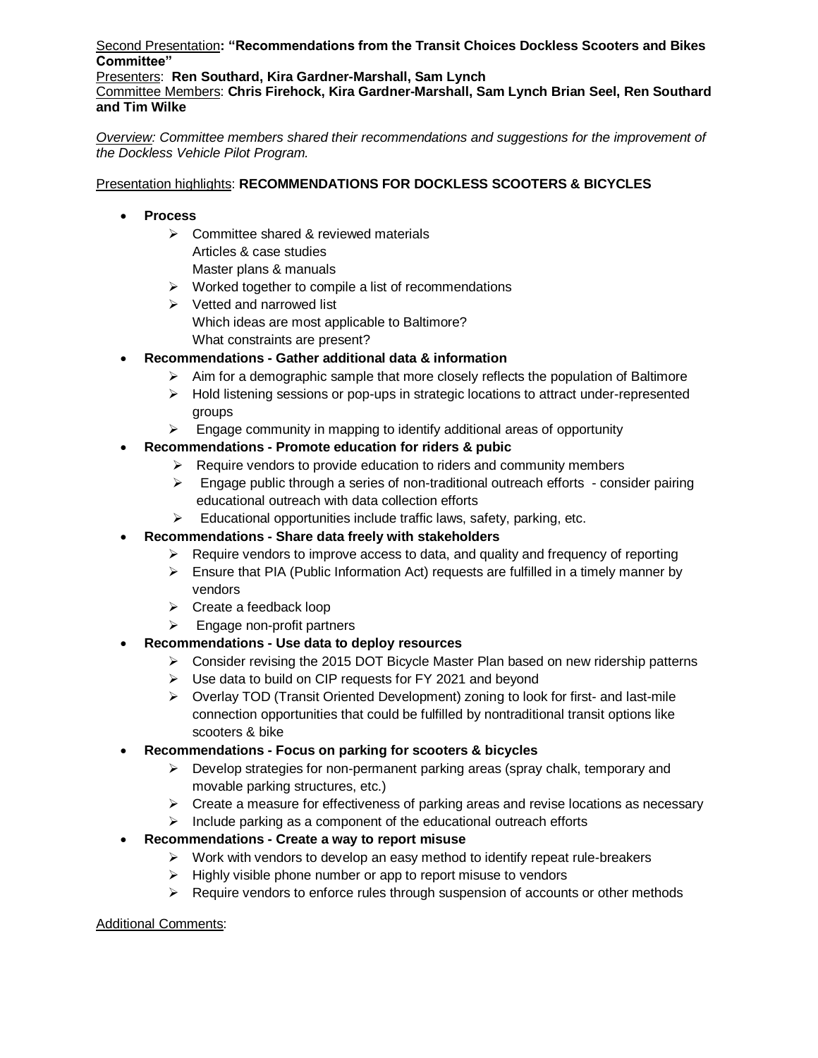<u>Second Presentation</u>**: "Recommendations from the Transit Choices Dockless Scooters and Bikes Committee"**
<u>Presenters</u>: **Ren Southard, Kira Gardner-Marshall, Sam Lynch**
<u>Committee Members</u>: **Chris Firehock, Kira Gardner-Marshall, Sam Lynch Brian Seel, Ren Southard and Tim Wilke**

*<u>Overview</u>: Committee members shared their recommendations and suggestions for the improvement of the Dockless Vehicle Pilot Program.*

<u>Presentation highlights</u>: **RECOMMENDATIONS FOR DOCKLESS SCOOTERS & BICYCLES**

- **Process**
  - Committee shared & reviewed materials
    Articles & case studies
    Master plans & manuals
  - Worked together to compile a list of recommendations
  - Vetted and narrowed list
    Which ideas are most applicable to Baltimore?
    What constraints are present?
- **Recommendations - Gather additional data & information**
  - Aim for a demographic sample that more closely reflects the population of Baltimore
  - Hold listening sessions or pop-ups in strategic locations to attract under-represented groups
  - Engage community in mapping to identify additional areas of opportunity
- **Recommendations - Promote education for riders & pubic**
  - Require vendors to provide education to riders and community members
  - Engage public through a series of non-traditional outreach efforts - consider pairing educational outreach with data collection efforts
  - Educational opportunities include traffic laws, safety, parking, etc.
- **Recommendations - Share data freely with stakeholders**
  - Require vendors to improve access to data, and quality and frequency of reporting
  - Ensure that PIA (Public Information Act) requests are fulfilled in a timely manner by vendors
  - Create a feedback loop
  - Engage non-profit partners
- **Recommendations - Use data to deploy resources**
  - Consider revising the 2015 DOT Bicycle Master Plan based on new ridership patterns
  - Use data to build on CIP requests for FY 2021 and beyond
  - Overlay TOD (Transit Oriented Development) zoning to look for first- and last-mile connection opportunities that could be fulfilled by nontraditional transit options like scooters & bike
- **Recommendations - Focus on parking for scooters & bicycles**
  - Develop strategies for non-permanent parking areas (spray chalk, temporary and movable parking structures, etc.)
  - Create a measure for effectiveness of parking areas and revise locations as necessary
  - Include parking as a component of the educational outreach efforts
- **Recommendations - Create a way to report misuse**
  - Work with vendors to develop an easy method to identify repeat rule-breakers
  - Highly visible phone number or app to report misuse to vendors
  - Require vendors to enforce rules through suspension of accounts or other methods

<u>Additional Comments</u>: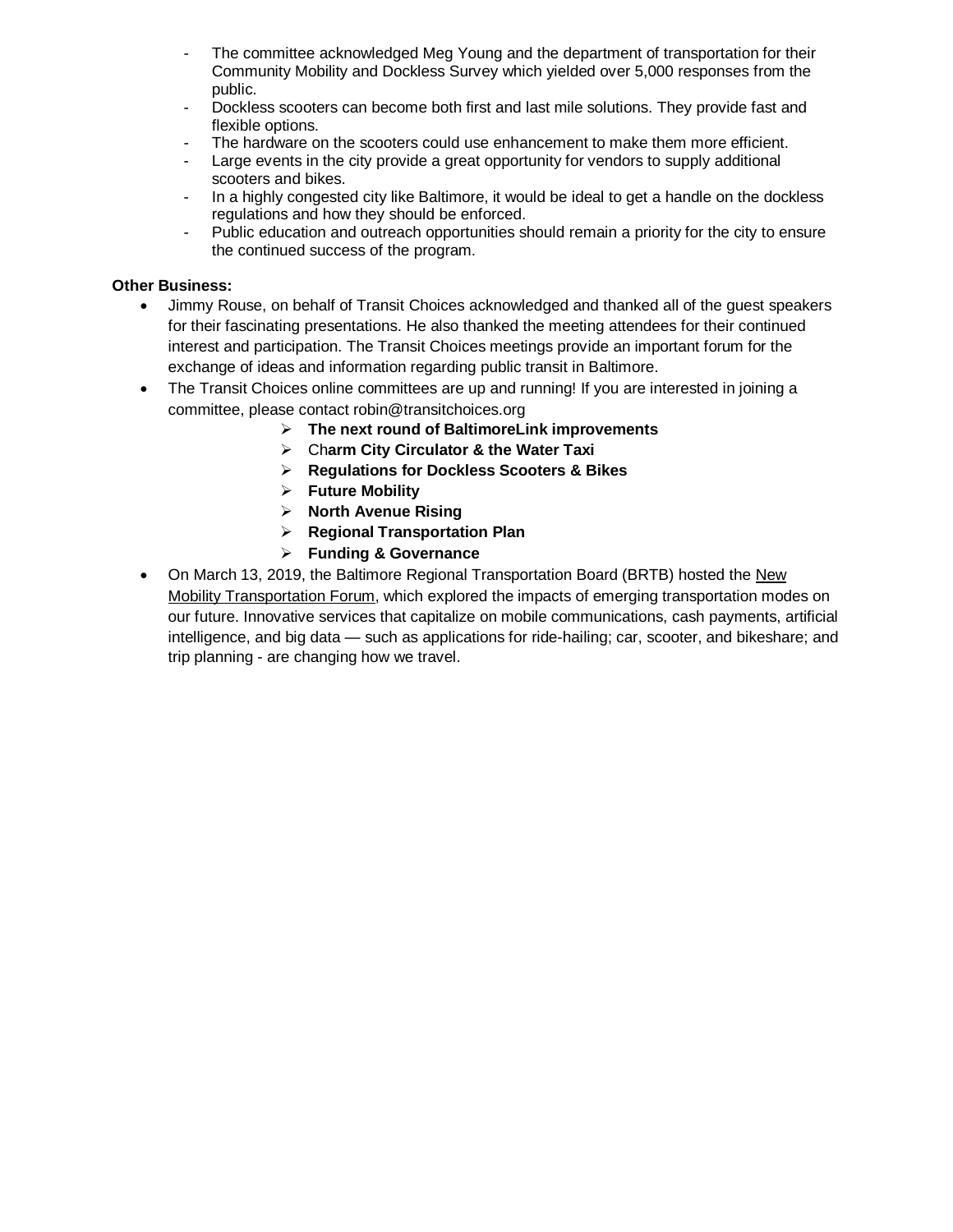- The committee acknowledged Meg Young and the department of transportation for their Community Mobility and Dockless Survey which yielded over 5,000 responses from the public.
- Dockless scooters can become both first and last mile solutions. They provide fast and flexible options.
- The hardware on the scooters could use enhancement to make them more efficient.
- Large events in the city provide a great opportunity for vendors to supply additional scooters and bikes.
- In a highly congested city like Baltimore, it would be ideal to get a handle on the dockless regulations and how they should be enforced.
- Public education and outreach opportunities should remain a priority for the city to ensure the continued success of the program.

**Other Business:**

- Jimmy Rouse, on behalf of Transit Choices acknowledged and thanked all of the guest speakers for their fascinating presentations. He also thanked the meeting attendees for their continued interest and participation. The Transit Choices meetings provide an important forum for the exchange of ideas and information regarding public transit in Baltimore.
- The Transit Choices online committees are up and running! If you are interested in joining a committee, please contact robin@transitchoices.org
    - **The next round of BaltimoreLink improvements**
    - Ch**arm City Circulator & the Water Taxi**
    - **Regulations for Dockless Scooters & Bikes**
    - **Future Mobility**
    - **North Avenue Rising**
    - **Regional Transportation Plan**
    - **Funding & Governance**
- On March 13, 2019, the Baltimore Regional Transportation Board (BRTB) hosted the New Mobility Transportation Forum, which explored the impacts of emerging transportation modes on our future. Innovative services that capitalize on mobile communications, cash payments, artificial intelligence, and big data — such as applications for ride-hailing; car, scooter, and bikeshare; and trip planning - are changing how we travel.